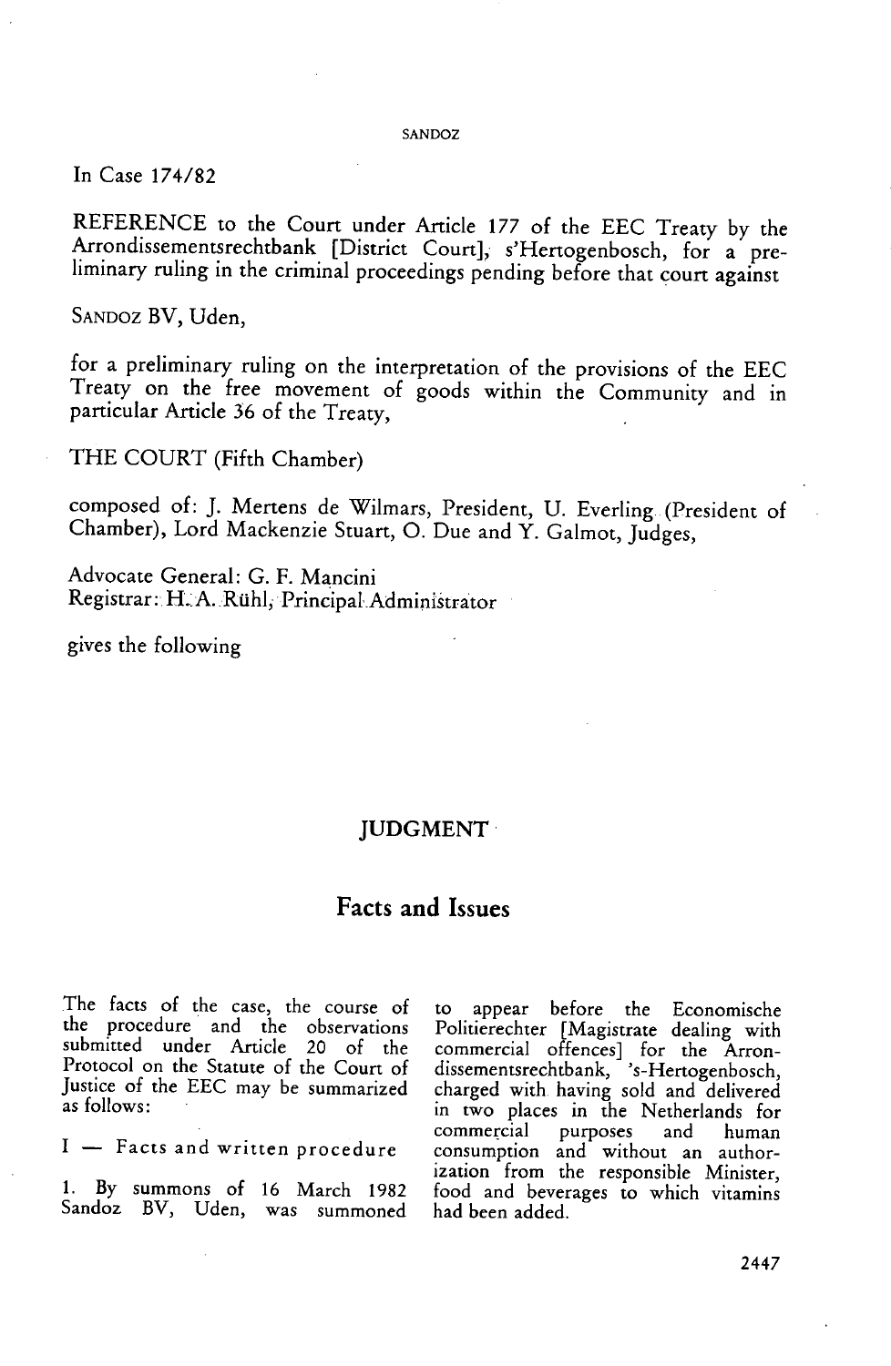In Case 174/82

REFERENCE to the Court under Article 177 of the EEC Treaty by the Arrondissementsrechtbank [District Court], s'Hertogenbosch, for a preliminary ruling in the criminal proceedings pending before that court against

SANDOZ BV, Uden,

for a preliminary ruling on the interpretation of the provisions of the EEC Treaty on the free movement of goods within the Community and in particular Article 36 of the Treaty,

THE COURT (Fifth Chamber)

composed of: J. Mertens de Wilmars, President, U. Everling (President of Chamber), Lord Mackenzie Stuart, O. Due and Y. Galmot, Judges,

Advocate General: G. F. Mancini
Registrar: H. A. Rühl, Principal Administrator

gives the following

# JUDGMENT

## Facts and Issues

The facts of the case, the course of the procedure and the observations submitted under Article 20 of the Protocol on the Statute of the Court of Justice of the EEC may be summarized as follows:

### I — Facts and written procedure

1. By summons of 16 March 1982 Sandoz BV, Uden, was summoned to appear before the Economische Politierechter [Magistrate dealing with commercial offences] for the Arrondissementsrechtbank, 's-Hertogenbosch, charged with having sold and delivered in two places in the Netherlands for commercial purposes and human consumption and without an authorization from the responsible Minister, food and beverages to which vitamins had been added.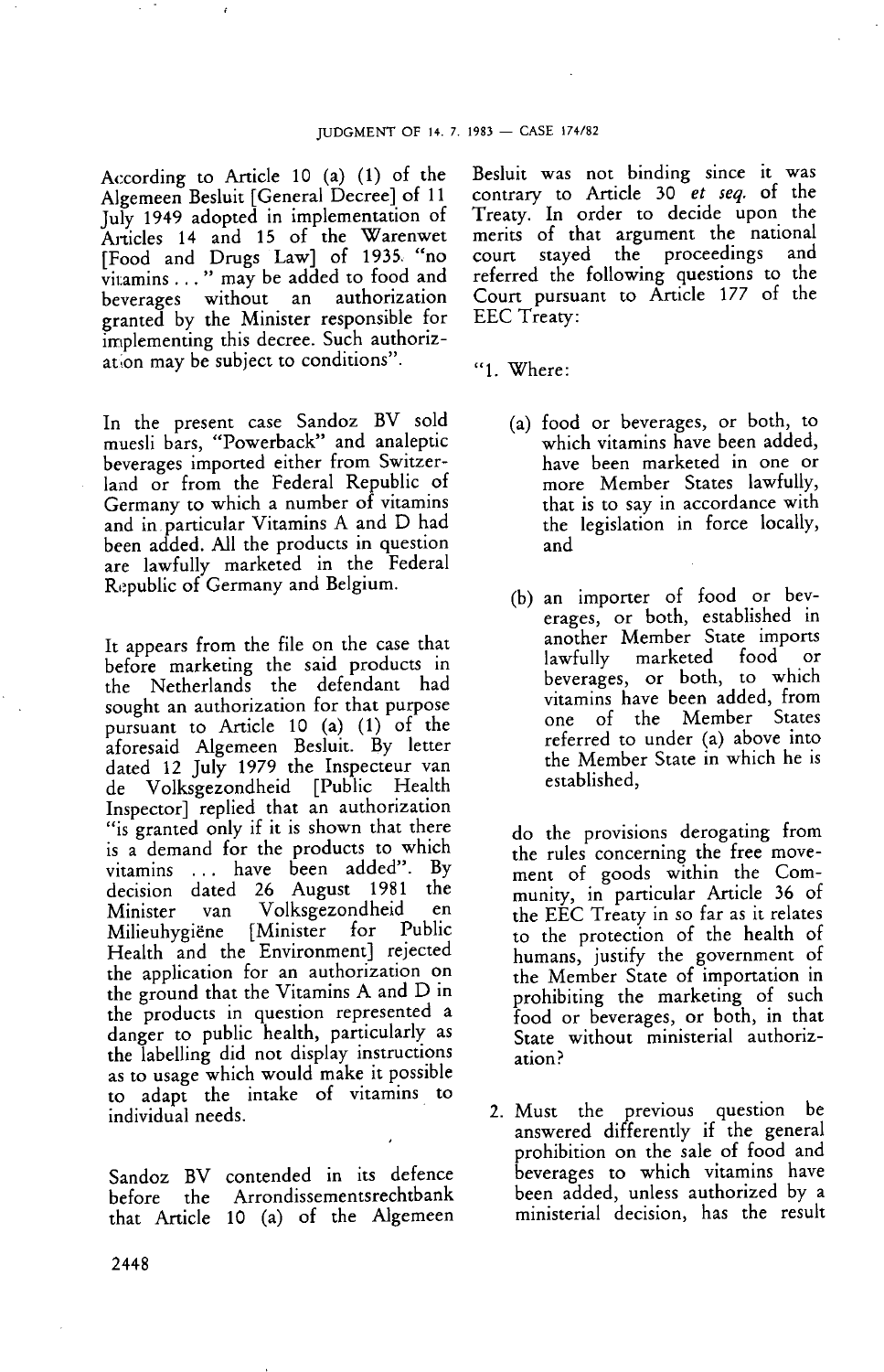According to Article 10 (a) (1) of the Algemeen Besluit [General Decree] of 11 July 1949 adopted in implementation of Articles 14 and 15 of the Warenwet [Food and Drugs Law] of 1935 "no vitamins ... " may be added to food and beverages without an authorization granted by the Minister responsible for implementing this decree. Such authorization may be subject to conditions".

In the present case Sandoz BV sold muesli bars, "Powerback" and analeptic beverages imported either from Switzerland or from the Federal Republic of Germany to which a number of vitamins and in particular Vitamins A and D had been added. All the products in question are lawfully marketed in the Federal Republic of Germany and Belgium.

It appears from the file on the case that before marketing the said products in the Netherlands the defendant had sought an authorization for that purpose pursuant to Article 10 (a) (1) of the aforesaid Algemeen Besluit. By letter dated 12 July 1979 the Inspecteur van de Volksgezondheid [Public Health Inspector] replied that an authorization "is granted only if it is shown that there is a demand for the products to which vitamins ... have been added". By decision dated 26 August 1981 the Minister van Volksgezondheid en Milieuhygiëne [Minister for Public Health and the Environment] rejected the application for an authorization on the ground that the Vitamins A and D in the products in question represented a danger to public health, particularly as the labelling did not display instructions as to usage which would make it possible to adapt the intake of vitamins to individual needs.

Sandoz BV contended in its defence before the Arrondissementsrechtbank that Article 10 (a) of the Algemeen Besluit was not binding since it was contrary to Article 30 *et seq.* of the Treaty. In order to decide upon the merits of that argument the national court stayed the proceedings and referred the following questions to the Court pursuant to Article 177 of the EEC Treaty:

"1. Where:

(a) food or beverages, or both, to which vitamins have been added, have been marketed in one or more Member States lawfully, that is to say in accordance with the legislation in force locally, and

(b) an importer of food or beverages, or both, established in another Member State imports lawfully marketed food or beverages, or both, to which vitamins have been added, from one of the Member States referred to under (a) above into the Member State in which he is established,

do the provisions derogating from the rules concerning the free movement of goods within the Community, in particular Article 36 of the EEC Treaty in so far as it relates to the protection of the health of humans, justify the government of the Member State of importation in prohibiting the marketing of such food or beverages, or both, in that State without ministerial authorization?

2. Must the previous question be answered differently if the general prohibition on the sale of food and beverages to which vitamins have been added, unless authorized by a ministerial decision, has the result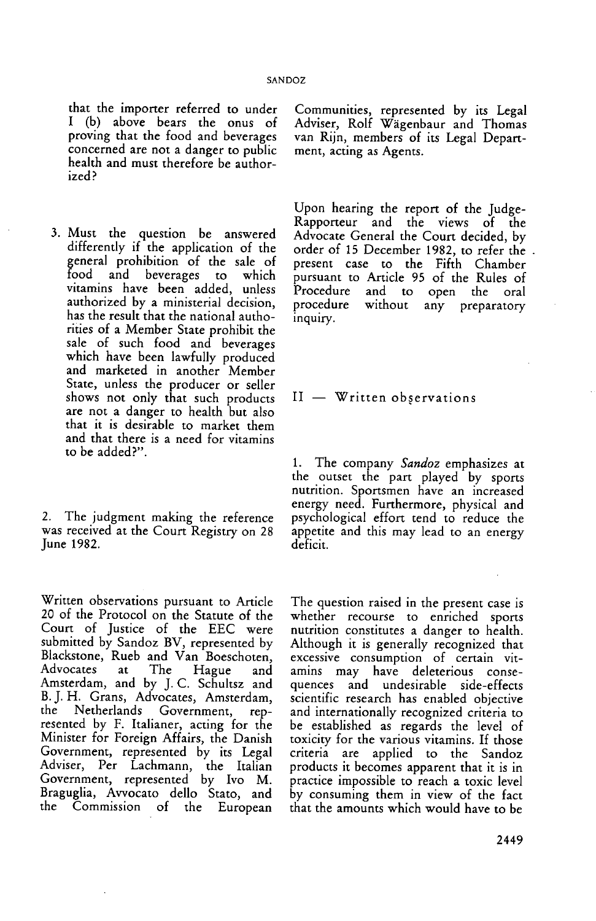that the importer referred to under I (b) above bears the onus of proving that the food and beverages concerned are not a danger to public health and must therefore be authorized?

3. Must the question be answered differently if the application of the general prohibition of the sale of food and beverages to which vitamins have been added, unless authorized by a ministerial decision, has the result that the national authorities of a Member State prohibit the sale of such food and beverages which have been lawfully produced and marketed in another Member State, unless the producer or seller shows not only that such products are not a danger to health but also that it is desirable to market them and that there is a need for vitamins to be added?".

2. The judgment making the reference was received at the Court Registry on 28 June 1982.

Written observations pursuant to Article 20 of the Protocol on the Statute of the Court of Justice of the EEC were submitted by Sandoz BV, represented by Blackstone, Rueb and Van Boeschoten, Advocates at The Hague and Amsterdam, and by J. C. Schultsz and B. J. H. Grans, Advocates, Amsterdam, the Netherlands Government, represented by F. Italianer, acting for the Minister for Foreign Affairs, the Danish Government, represented by its Legal Adviser, Per Lachmann, the Italian Government, represented by Ivo M. Braguglia, Avvocato dello Stato, and the Commission of the European Communities, represented by its Legal Adviser, Rolf Wägenbaur and Thomas van Rijn, members of its Legal Department, acting as Agents.

Upon hearing the report of the Judge-Rapporteur and the views of the Advocate General the Court decided, by order of 15 December 1982, to refer the present case to the Fifth Chamber pursuant to Article 95 of the Rules of Procedure and to open the oral procedure without any preparatory inquiry.

## II — Written observations

1. The company *Sandoz* emphasizes at the outset the part played by sports nutrition. Sportsmen have an increased energy need. Furthermore, physical and psychological effort tend to reduce the appetite and this may lead to an energy deficit.

The question raised in the present case is whether recourse to enriched sports nutrition constitutes a danger to health. Although it is generally recognized that excessive consumption of certain vitamins may have deleterious consequences and undesirable side-effects scientific research has enabled objective and internationally recognized criteria to be established as regards the level of toxicity for the various vitamins. If those criteria are applied to the Sandoz products it becomes apparent that it is in practice impossible to reach a toxic level by consuming them in view of the fact that the amounts which would have to be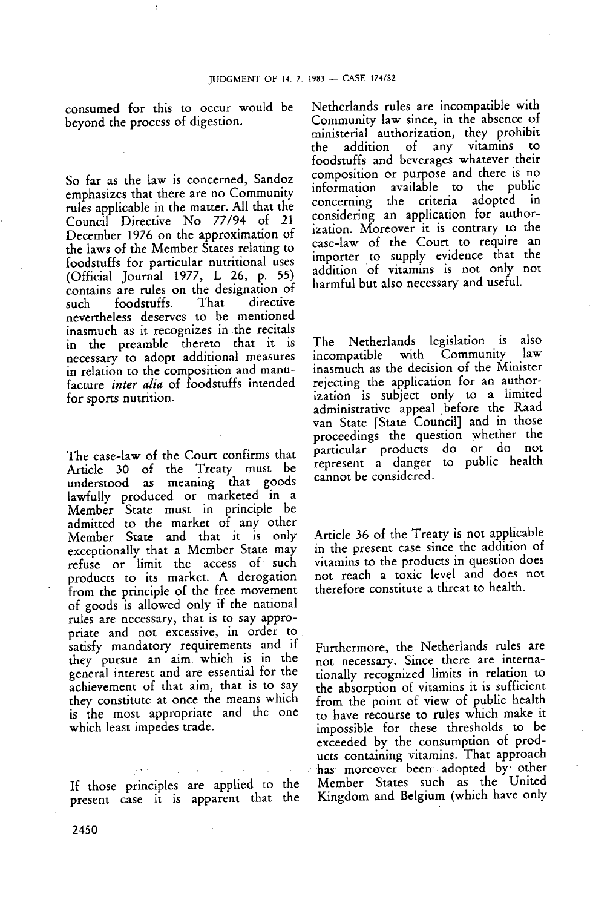consumed for this to occur would be beyond the process of digestion.

So far as the law is concerned, Sandoz emphasizes that there are no Community rules applicable in the matter. All that the Council Directive No 77/94 of 21 December 1976 on the approximation of the laws of the Member States relating to foodstuffs for particular nutritional uses (Official Journal 1977, L 26, p. 55) contains are rules on the designation of such foodstuffs. That directive nevertheless deserves to be mentioned inasmuch as it recognizes in the recitals in the preamble thereto that it is necessary to adopt additional measures in relation to the composition and manufacture *inter alia* of foodstuffs intended for sports nutrition.

The case-law of the Court confirms that Article 30 of the Treaty must be understood as meaning that goods lawfully produced or marketed in a Member State must in principle be admitted to the market of any other Member State and that it is only exceptionally that a Member State may refuse or limit the access of such products to its market. A derogation from the principle of the free movement of goods is allowed only if the national rules are necessary, that is to say appropriate and not excessive, in order to satisfy mandatory requirements and if they pursue an aim which is in the general interest and are essential for the achievement of that aim, that is to say they constitute at once the means which is the most appropriate and the one which least impedes trade.

If those principles are applied to the present case it is apparent that the Netherlands rules are incompatible with Community law since, in the absence of ministerial authorization, they prohibit the addition of any vitamins to foodstuffs and beverages whatever their composition or purpose and there is no information available to the public concerning the criteria adopted in considering an application for authorization. Moreover it is contrary to the case-law of the Court to require an importer to supply evidence that the addition of vitamins is not only not harmful but also necessary and useful.

The Netherlands legislation is also incompatible with Community law inasmuch as the decision of the Minister rejecting the application for an authorization is subject only to a limited administrative appeal before the Raad van State [State Council] and in those proceedings the question whether the particular products do or do not represent a danger to public health cannot be considered.

Article 36 of the Treaty is not applicable in the present case since the addition of vitamins to the products in question does not reach a toxic level and does not therefore constitute a threat to health.

Furthermore, the Netherlands rules are not necessary. Since there are internationally recognized limits in relation to the absorption of vitamins it is sufficient from the point of view of public health to have recourse to rules which make it impossible for these thresholds to be exceeded by the consumption of products containing vitamins. That approach has moreover been adopted by other Member States such as the United Kingdom and Belgium (which have only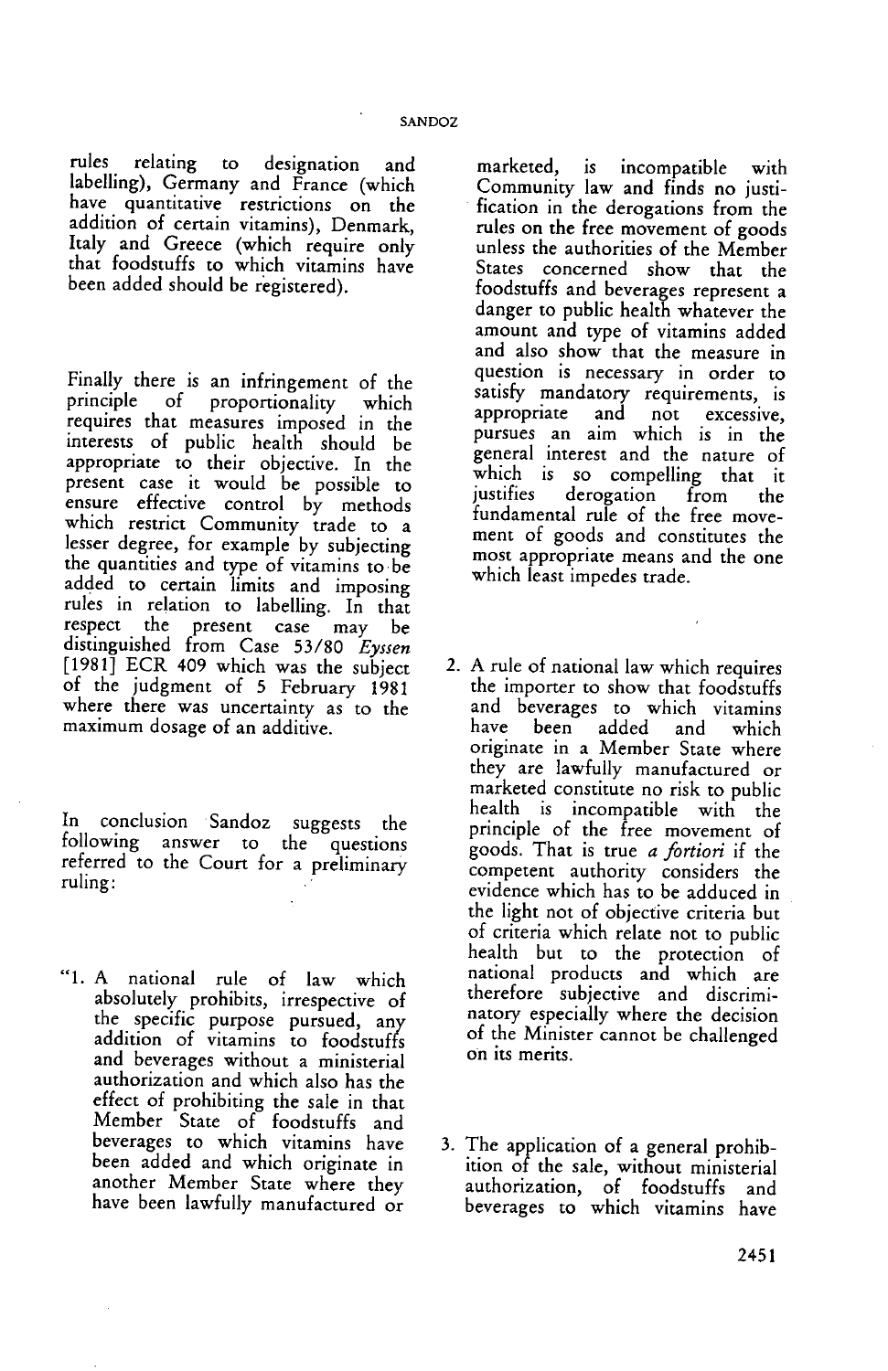rules relating to designation and labelling), Germany and France (which have quantitative restrictions on the addition of certain vitamins), Denmark, Italy and Greece (which require only that foodstuffs to which vitamins have been added should be registered).

Finally there is an infringement of the principle of proportionality which requires that measures imposed in the interests of public health should be appropriate to their objective. In the present case it would be possible to ensure effective control by methods which restrict Community trade to a lesser degree, for example by subjecting the quantities and type of vitamins to be added to certain limits and imposing rules in relation to labelling. In that respect the present case may be distinguished from Case 53/80 *Eyssen* [1981] ECR 409 which was the subject of the judgment of 5 February 1981 where there was uncertainty as to the maximum dosage of an additive.

In conclusion Sandoz suggests the following answer to the questions referred to the Court for a preliminary ruling:

"1. A national rule of law which absolutely prohibits, irrespective of the specific purpose pursued, any addition of vitamins to foodstuffs and beverages without a ministerial authorization and which also has the effect of prohibiting the sale in that Member State of foodstuffs and beverages to which vitamins have been added and which originate in another Member State where they have been lawfully manufactured or marketed, is incompatible with Community law and finds no justification in the derogations from the rules on the free movement of goods unless the authorities of the Member States concerned show that the foodstuffs and beverages represent a danger to public health whatever the amount and type of vitamins added and also show that the measure in question is necessary in order to satisfy mandatory requirements, is appropriate and not excessive, pursues an aim which is in the general interest and the nature of which is so compelling that it justifies derogation from the fundamental rule of the free movement of goods and constitutes the most appropriate means and the one which least impedes trade.

2. A rule of national law which requires the importer to show that foodstuffs and beverages to which vitamins have been added and which originate in a Member State where they are lawfully manufactured or marketed constitute no risk to public health is incompatible with the principle of the free movement of goods. That is true *a fortiori* if the competent authority considers the evidence which has to be adduced in the light not of objective criteria but of criteria which relate not to public health but to the protection of national products and which are therefore subjective and discriminatory especially where the decision of the Minister cannot be challenged on its merits.

3. The application of a general prohibition of the sale, without ministerial authorization, of foodstuffs and beverages to which vitamins have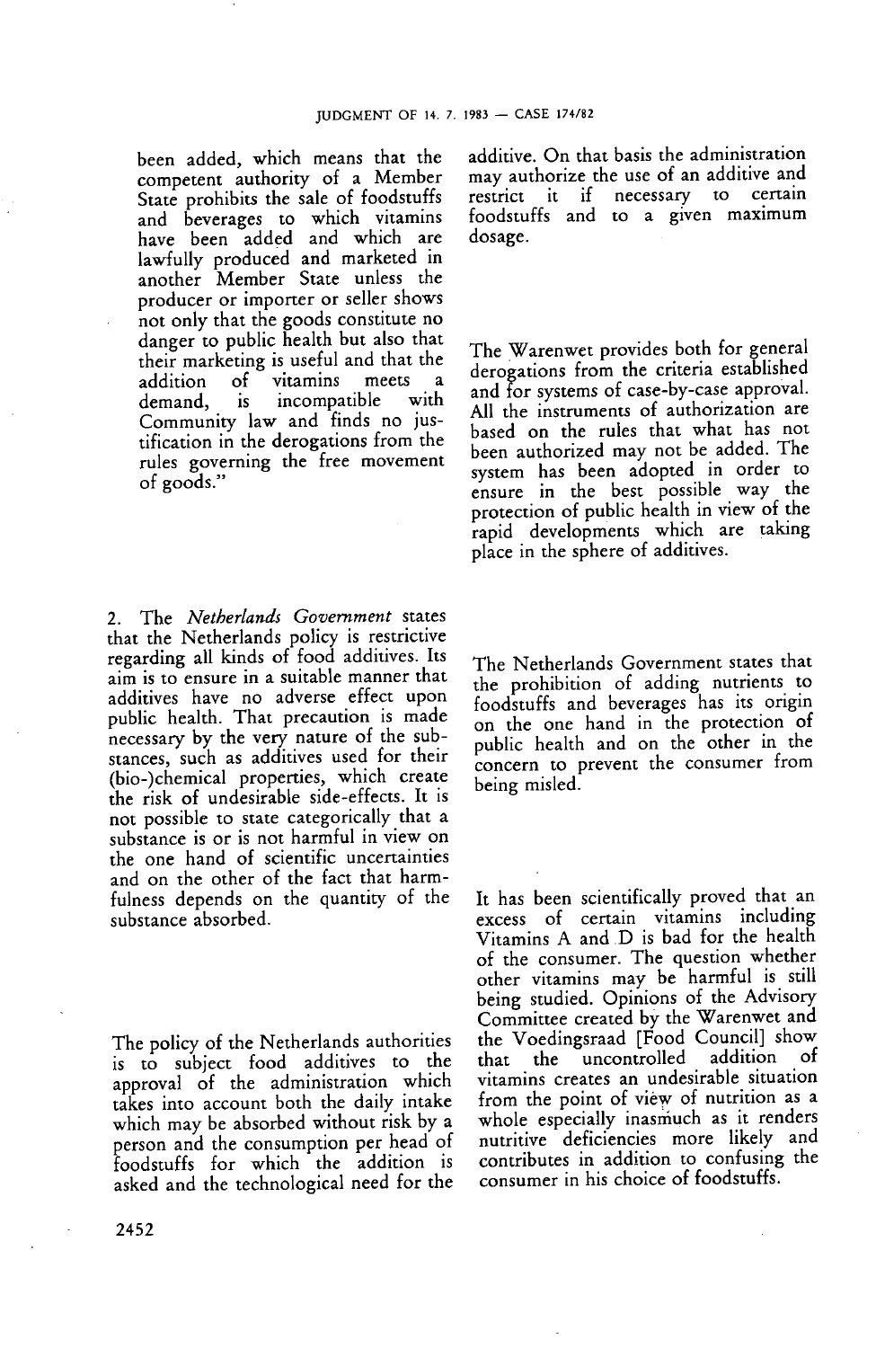been added, which means that the competent authority of a Member State prohibits the sale of foodstuffs and beverages to which vitamins have been added and which are lawfully produced and marketed in another Member State unless the producer or importer or seller shows not only that the goods constitute no danger to public health but also that their marketing is useful and that the addition of vitamins meets a demand, is incompatible with Community law and finds no justification in the derogations from the rules governing the free movement of goods."

2. The *Netherlands Government* states that the Netherlands policy is restrictive regarding all kinds of food additives. Its aim is to ensure in a suitable manner that additives have no adverse effect upon public health. That precaution is made necessary by the very nature of the substances, such as additives used for their (bio-)chemical properties, which create the risk of undesirable side-effects. It is not possible to state categorically that a substance is or is not harmful in view on the one hand of scientific uncertainties and on the other of the fact that harmfulness depends on the quantity of the substance absorbed.

The policy of the Netherlands authorities is to subject food additives to the approval of the administration which takes into account both the daily intake which may be absorbed without risk by a person and the consumption per head of foodstuffs for which the addition is asked and the technological need for the additive. On that basis the administration may authorize the use of an additive and restrict it if necessary to certain foodstuffs and to a given maximum dosage.

The Warenwet provides both for general derogations from the criteria established and for systems of case-by-case approval. All the instruments of authorization are based on the rules that what has not been authorized may not be added. The system has been adopted in order to ensure in the best possible way the protection of public health in view of the rapid developments which are taking place in the sphere of additives.

The Netherlands Government states that the prohibition of adding nutrients to foodstuffs and beverages has its origin on the one hand in the protection of public health and on the other in the concern to prevent the consumer from being misled.

It has been scientifically proved that an excess of certain vitamins including Vitamins A and D is bad for the health of the consumer. The question whether other vitamins may be harmful is still being studied. Opinions of the Advisory Committee created by the Warenwet and the Voedingsraad [Food Council] show that the uncontrolled addition of vitamins creates an undesirable situation from the point of view of nutrition as a whole especially inasmuch as it renders nutritive deficiencies more likely and contributes in addition to confusing the consumer in his choice of foodstuffs.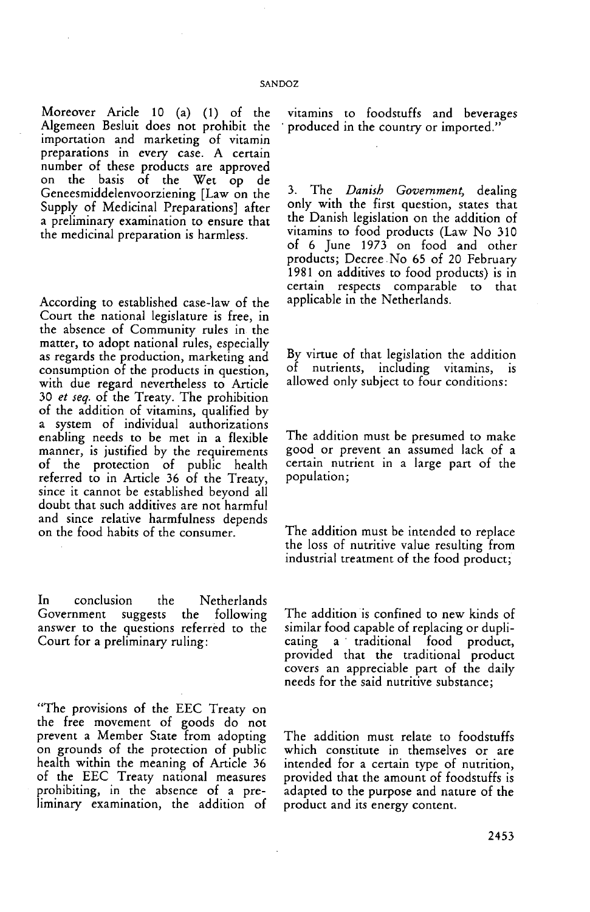Moreover Aricle 10 (a) (1) of the Algemeen Besluit does not prohibit the importation and marketing of vitamin preparations in every case. A certain number of these products are approved on the basis of the Wet op de Geneesmiddelenvoorziening [Law on the Supply of Medicinal Preparations] after a preliminary examination to ensure that the medicinal preparation is harmless.

According to established case-law of the Court the national legislature is free, in the absence of Community rules in the matter, to adopt national rules, especially as regards the production, marketing and consumption of the products in question, with due regard nevertheless to Article 30 *et seq.* of the Treaty. The prohibition of the addition of vitamins, qualified by a system of individual authorizations enabling needs to be met in a flexible manner, is justified by the requirements of the protection of public health referred to in Article 36 of the Treaty, since it cannot be established beyond all doubt that such additives are not harmful and since relative harmfulness depends on the food habits of the consumer.

In conclusion the Netherlands Government suggests the following answer to the questions referred to the Court for a preliminary ruling:

"The provisions of the EEC Treaty on the free movement of goods do not prevent a Member State from adopting on grounds of the protection of public health within the meaning of Article 36 of the EEC Treaty national measures prohibiting, in the absence of a preliminary examination, the addition of vitamins to foodstuffs and beverages produced in the country or imported."

3. The *Danish Government,* dealing only with the first question, states that the Danish legislation on the addition of vitamins to food products (Law No 310 of 6 June 1973 on food and other products; Decree No 65 of 20 February 1981 on additives to food products) is in certain respects comparable to that applicable in the Netherlands.

By virtue of that legislation the addition of nutrients, including vitamins, is allowed only subject to four conditions:

The addition must be presumed to make good or prevent an assumed lack of a certain nutrient in a large part of the population;

The addition must be intended to replace the loss of nutritive value resulting from industrial treatment of the food product;

The addition is confined to new kinds of similar food capable of replacing or duplicating a traditional food product, provided that the traditional product covers an appreciable part of the daily needs for the said nutritive substance;

The addition must relate to foodstuffs which constitute in themselves or are intended for a certain type of nutrition, provided that the amount of foodstuffs is adapted to the purpose and nature of the product and its energy content.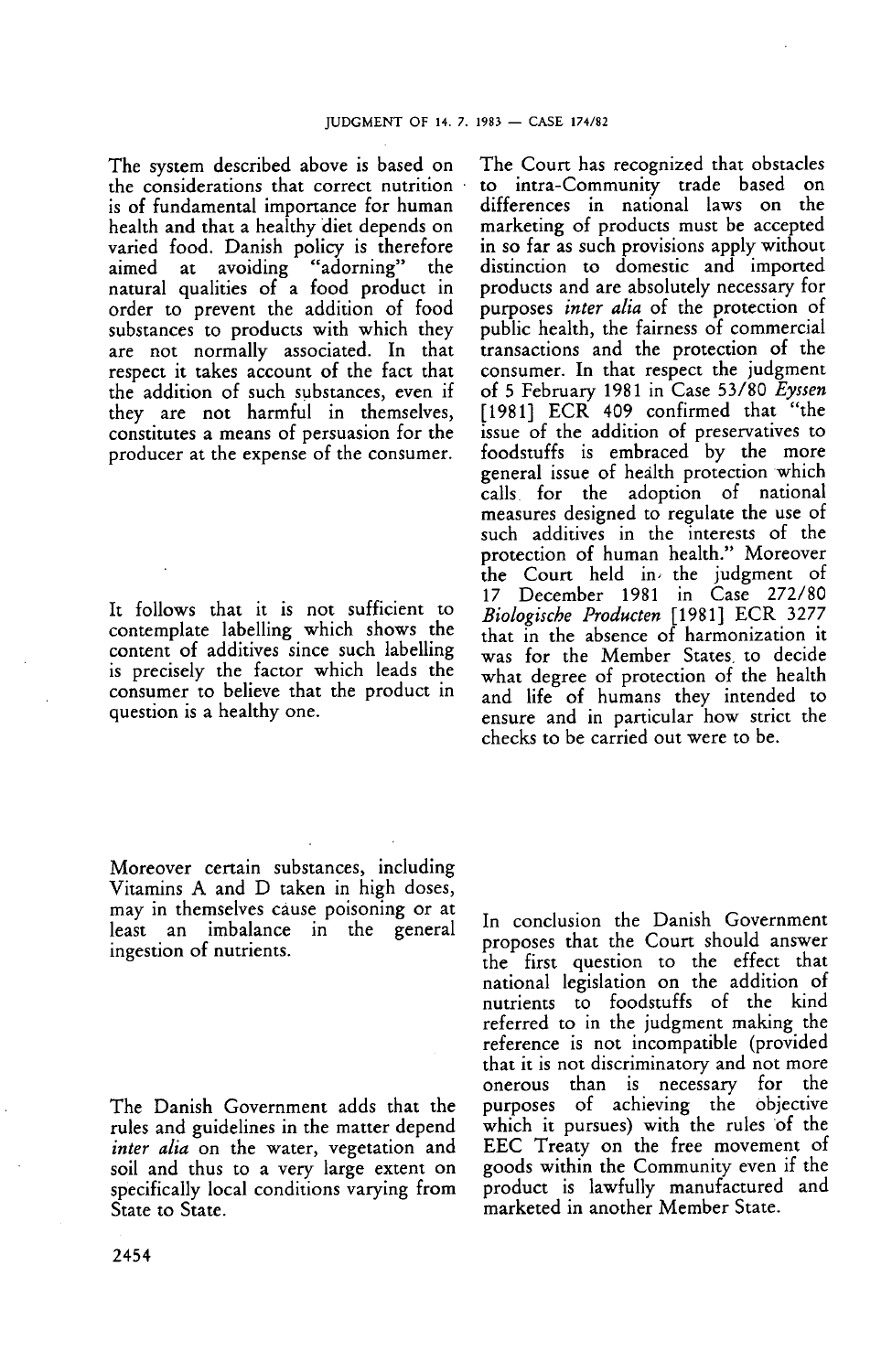The system described above is based on the considerations that correct nutrition is of fundamental importance for human health and that a healthy diet depends on varied food. Danish policy is therefore aimed at avoiding "adorning" the natural qualities of a food product in order to prevent the addition of food substances to products with which they are not normally associated. In that respect it takes account of the fact that the addition of such substances, even if they are not harmful in themselves, constitutes a means of persuasion for the producer at the expense of the consumer.

It follows that it is not sufficient to contemplate labelling which shows the content of additives since such labelling is precisely the factor which leads the consumer to believe that the product in question is a healthy one.

Moreover certain substances, including Vitamins A and D taken in high doses, may in themselves cause poisoning or at least an imbalance in the general ingestion of nutrients.

The Danish Government adds that the rules and guidelines in the matter depend *inter alia* on the water, vegetation and soil and thus to a very large extent on specifically local conditions varying from State to State.

The Court has recognized that obstacles to intra-Community trade based on differences in national laws on the marketing of products must be accepted in so far as such provisions apply without distinction to domestic and imported products and are absolutely necessary for purposes *inter alia* of the protection of public health, the fairness of commercial transactions and the protection of the consumer. In that respect the judgment of 5 February 1981 in Case 53/80 *Eyssen* [1981] ECR 409 confirmed that "the issue of the addition of preservatives to foodstuffs is embraced by the more general issue of health protection which calls for the adoption of national measures designed to regulate the use of such additives in the interests of the protection of human health." Moreover the Court held in the judgment of 17 December 1981 in Case 272/80 *Biologische Producten* [1981] ECR 3277 that in the absence of harmonization it was for the Member States to decide what degree of protection of the health and life of humans they intended to ensure and in particular how strict the checks to be carried out were to be.

In conclusion the Danish Government proposes that the Court should answer the first question to the effect that national legislation on the addition of nutrients to foodstuffs of the kind referred to in the judgment making the reference is not incompatible (provided that it is not discriminatory and not more onerous than is necessary for the purposes of achieving the objective which it pursues) with the rules of the EEC Treaty on the free movement of goods within the Community even if the product is lawfully manufactured and marketed in another Member State.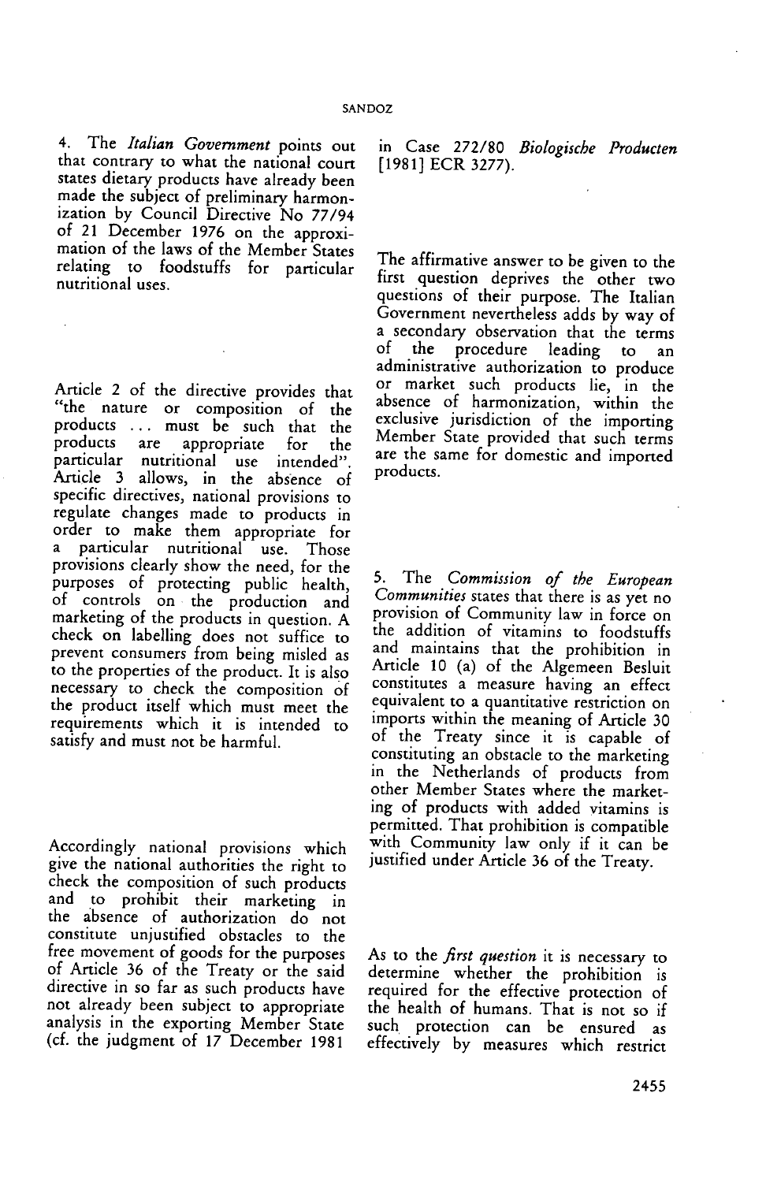4. The *Italian Government* points out that contrary to what the national court states dietary products have already been made the subject of preliminary harmonization by Council Directive No 77/94 of 21 December 1976 on the approximation of the laws of the Member States relating to foodstuffs for particular nutritional uses.

Article 2 of the directive provides that "the nature or composition of the products ... must be such that the products are appropriate for the particular nutritional use intended". Article 3 allows, in the absence of specific directives, national provisions to regulate changes made to products in order to make them appropriate for a particular nutritional use. Those provisions clearly show the need, for the purposes of protecting public health, of controls on the production and marketing of the products in question. A check on labelling does not suffice to prevent consumers from being misled as to the properties of the product. It is also necessary to check the composition of the product itself which must meet the requirements which it is intended to satisfy and must not be harmful.

Accordingly national provisions which give the national authorities the right to check the composition of such products and to prohibit their marketing in the absence of authorization do not constitute unjustified obstacles to the free movement of goods for the purposes of Article 36 of the Treaty or the said directive in so far as such products have not already been subject to appropriate analysis in the exporting Member State (cf. the judgment of 17 December 1981 in Case 272/80 *Biologische Producten* [1981] ECR 3277).

The affirmative answer to be given to the first question deprives the other two questions of their purpose. The Italian Government nevertheless adds by way of a secondary observation that the terms of the procedure leading to an administrative authorization to produce or market such products lie, in the absence of harmonization, within the exclusive jurisdiction of the importing Member State provided that such terms are the same for domestic and imported products.

5. The *Commission of the European Communities* states that there is as yet no provision of Community law in force on the addition of vitamins to foodstuffs and maintains that the prohibition in Article 10 (a) of the Algemeen Besluit constitutes a measure having an effect equivalent to a quantitative restriction on imports within the meaning of Article 30 of the Treaty since it is capable of constituting an obstacle to the marketing in the Netherlands of products from other Member States where the marketing of products with added vitamins is permitted. That prohibition is compatible with Community law only if it can be justified under Article 36 of the Treaty.

As to the *first question* it is necessary to determine whether the prohibition is required for the effective protection of the health of humans. That is not so if such protection can be ensured as effectively by measures which restrict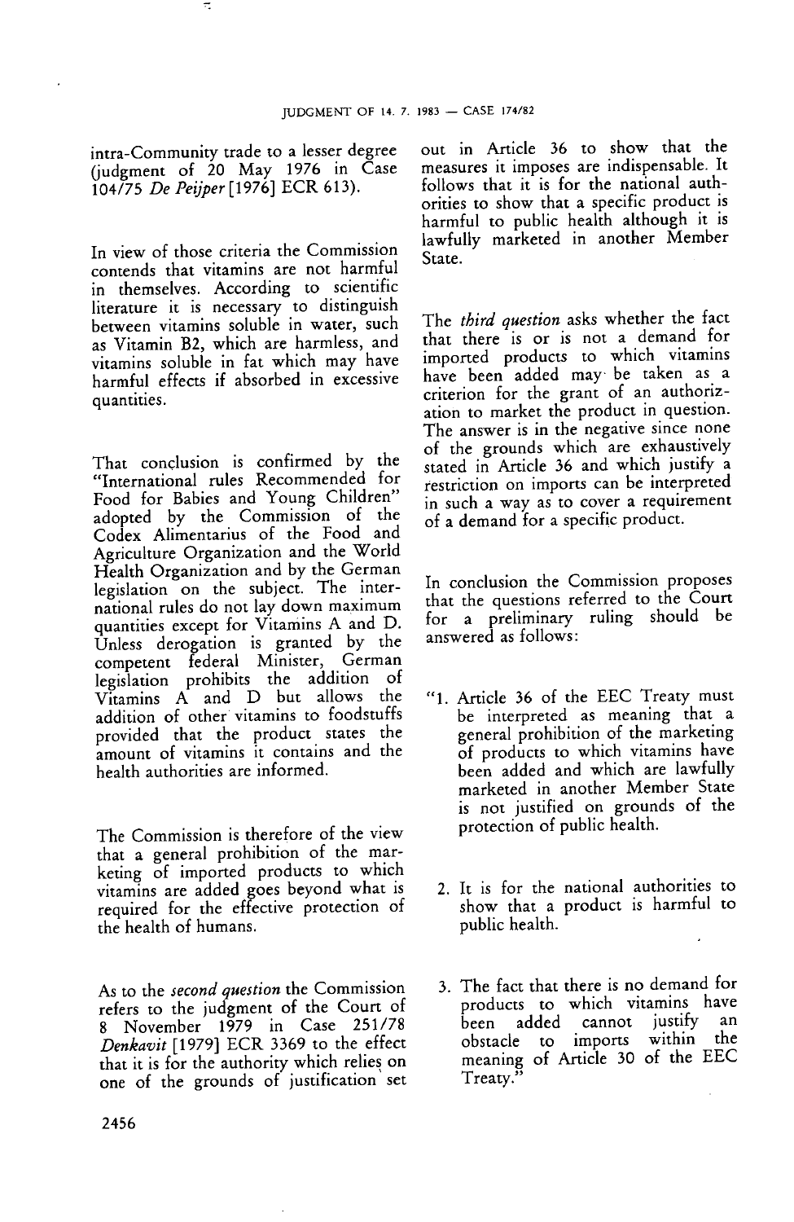intra-Community trade to a lesser degree (judgment of 20 May 1976 in Case 104/75 *De Peijper* [1976] ECR 613).

In view of those criteria the Commission contends that vitamins are not harmful in themselves. According to scientific literature it is necessary to distinguish between vitamins soluble in water, such as Vitamin B2, which are harmless, and vitamins soluble in fat which may have harmful effects if absorbed in excessive quantities.

That conclusion is confirmed by the "International rules Recommended for Food for Babies and Young Children" adopted by the Commission of the Codex Alimentarius of the Food and Agriculture Organization and the World Health Organization and by the German legislation on the subject. The international rules do not lay down maximum quantities except for Vitamins A and D. Unless derogation is granted by the competent federal Minister, German legislation prohibits the addition of Vitamins A and D but allows the addition of other vitamins to foodstuffs provided that the product states the amount of vitamins it contains and the health authorities are informed.

The Commission is therefore of the view that a general prohibition of the marketing of imported products to which vitamins are added goes beyond what is required for the effective protection of the health of humans.

As to the *second question* the Commission refers to the judgment of the Court of 8 November 1979 in Case 251/78 *Denkavit* [1979] ECR 3369 to the effect that it is for the authority which relies on one of the grounds of justification set out in Article 36 to show that the measures it imposes are indispensable. It follows that it is for the national authorities to show that a specific product is harmful to public health although it is lawfully marketed in another Member State.

The *third question* asks whether the fact that there is or is not a demand for imported products to which vitamins have been added may be taken as a criterion for the grant of an authorization to market the product in question. The answer is in the negative since none of the grounds which are exhaustively stated in Article 36 and which justify a restriction on imports can be interpreted in such a way as to cover a requirement of a demand for a specific product.

In conclusion the Commission proposes that the questions referred to the Court for a preliminary ruling should be answered as follows:

"1. Article 36 of the EEC Treaty must be interpreted as meaning that a general prohibition of the marketing of products to which vitamins have been added and which are lawfully marketed in another Member State is not justified on grounds of the protection of public health.

2. It is for the national authorities to show that a product is harmful to public health.

3. The fact that there is no demand for products to which vitamins have been added cannot justify an obstacle to imports within the meaning of Article 30 of the EEC Treaty."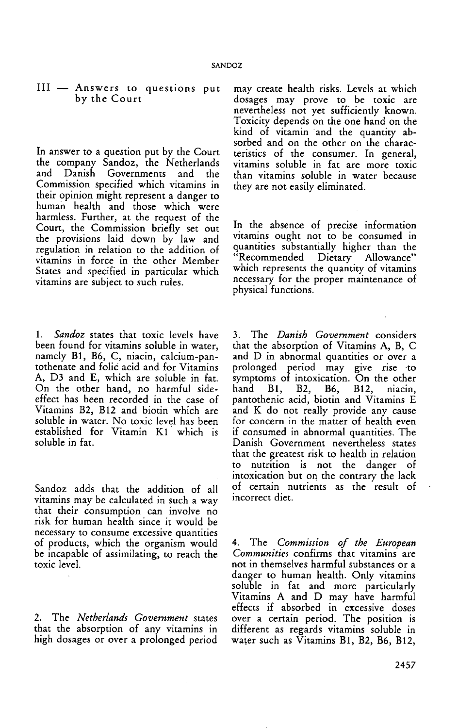## III — Answers to questions put by the Court

In answer to a question put by the Court the company Sandoz, the Netherlands and Danish Governments and the Commission specified which vitamins in their opinion might represent a danger to human health and those which were harmless. Further, at the request of the Court, the Commission briefly set out the provisions laid down by law and regulation in relation to the addition of vitamins in force in the other Member States and specified in particular which vitamins are subject to such rules.

1. *Sandoz* states that toxic levels have been found for vitamins soluble in water, namely B1, B6, C, niacin, calcium-pantothenate and folic acid and for Vitamins A, D3 and E, which are soluble in fat. On the other hand, no harmful side-effect has been recorded in the case of Vitamins B2, B12 and biotin which are soluble in water. No toxic level has been established for Vitamin K1 which is soluble in fat.

Sandoz adds that the addition of all vitamins may be calculated in such a way that their consumption can involve no risk for human health since it would be necessary to consume excessive quantities of products, which the organism would be incapable of assimilating, to reach the toxic level.

2. The *Netherlands Government* states that the absorption of any vitamins in high dosages or over a prolonged period may create health risks. Levels at which dosages may prove to be toxic are nevertheless not yet sufficiently known. Toxicity depends on the one hand on the kind of vitamin and the quantity absorbed and on the other on the characteristics of the consumer. In general, vitamins soluble in fat are more toxic than vitamins soluble in water because they are not easily eliminated.

In the absence of precise information vitamins ought not to be consumed in quantities substantially higher than the "Recommended Dietary Allowance" which represents the quantity of vitamins necessary for the proper maintenance of physical functions.

3. The *Danish Government* considers that the absorption of Vitamins A, B, C and D in abnormal quantities or over a prolonged period may give rise to symptoms of intoxication. On the other hand B1, B2, B6, B12, niacin, pantothenic acid, biotin and Vitamins E and K do not really provide any cause for concern in the matter of health even if consumed in abnormal quantities. The Danish Government nevertheless states that the greatest risk to health in relation to nutrition is not the danger of intoxication but on the contrary the lack of certain nutrients as the result of incorrect diet.

4. The *Commission of the European Communities* confirms that vitamins are not in themselves harmful substances or a danger to human health. Only vitamins soluble in fat and more particularly Vitamins A and D may have harmful effects if absorbed in excessive doses over a certain period. The position is different as regards vitamins soluble in water such as Vitamins B1, B2, B6, B12,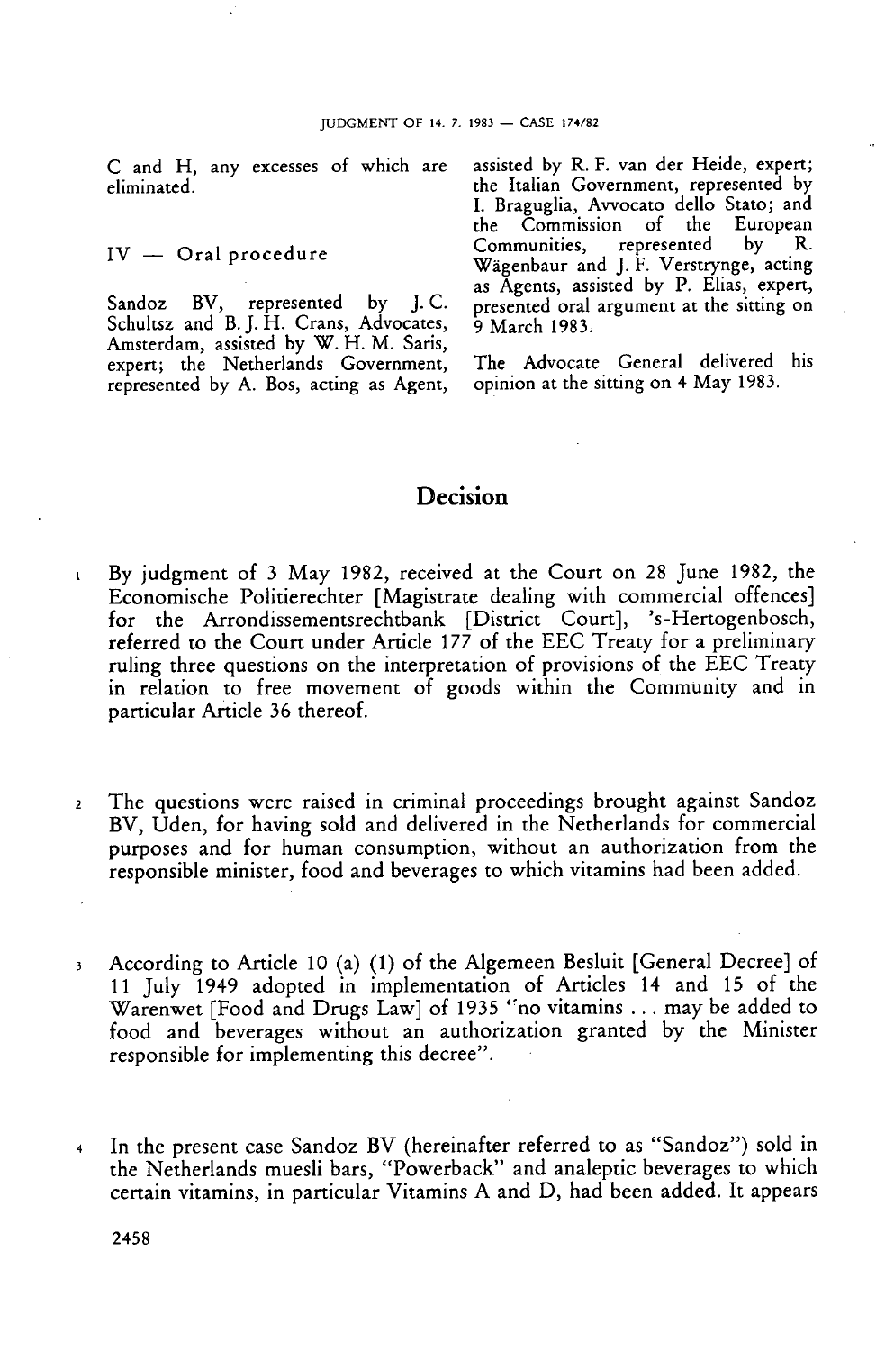C and H, any excesses of which are eliminated.

## IV — Oral procedure

Sandoz BV, represented by J. C. Schultsz and B. J. H. Crans, Advocates, Amsterdam, assisted by W. H. M. Saris, expert; the Netherlands Government, represented by A. Bos, acting as Agent, assisted by R. F. van der Heide, expert; the Italian Government, represented by I. Braguglia, Avvocato dello Stato; and the Commission of the European Communities, represented by R. Wägenbaur and J. F. Verstrynge, acting as Agents, assisted by P. Elias, expert, presented oral argument at the sitting on 9 March 1983.

The Advocate General delivered his opinion at the sitting on 4 May 1983.

# Decision

1 By judgment of 3 May 1982, received at the Court on 28 June 1982, the Economische Politierechter [Magistrate dealing with commercial offences] for the Arrondissementsrechtbank [District Court], 's-Hertogenbosch, referred to the Court under Article 177 of the EEC Treaty for a preliminary ruling three questions on the interpretation of provisions of the EEC Treaty in relation to free movement of goods within the Community and in particular Article 36 thereof.

2 The questions were raised in criminal proceedings brought against Sandoz BV, Uden, for having sold and delivered in the Netherlands for commercial purposes and for human consumption, without an authorization from the responsible minister, food and beverages to which vitamins had been added.

3 According to Article 10 (a) (1) of the Algemeen Besluit [General Decree] of 11 July 1949 adopted in implementation of Articles 14 and 15 of the Warenwet [Food and Drugs Law] of 1935 "no vitamins ... may be added to food and beverages without an authorization granted by the Minister responsible for implementing this decree".

4 In the present case Sandoz BV (hereinafter referred to as "Sandoz") sold in the Netherlands muesli bars, "Powerback" and analeptic beverages to which certain vitamins, in particular Vitamins A and D, had been added. It appears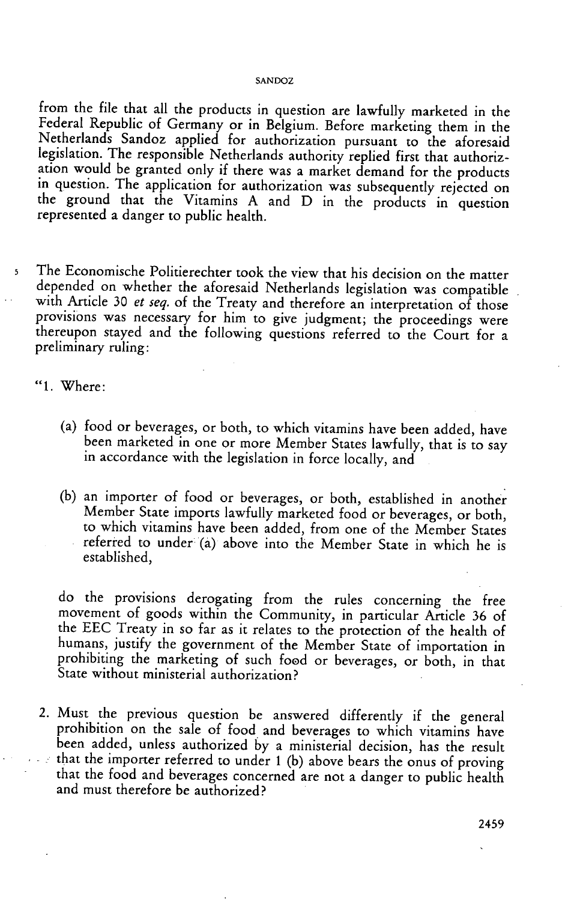from the file that all the products in question are lawfully marketed in the Federal Republic of Germany or in Belgium. Before marketing them in the Netherlands Sandoz applied for authorization pursuant to the aforesaid legislation. The responsible Netherlands authority replied first that authorization would be granted only if there was a market demand for the products in question. The application for authorization was subsequently rejected on the ground that the Vitamins A and D in the products in question represented a danger to public health.

5 The Economische Politierechter took the view that his decision on the matter depended on whether the aforesaid Netherlands legislation was compatible with Article 30 *et seq.* of the Treaty and therefore an interpretation of those provisions was necessary for him to give judgment; the proceedings were thereupon stayed and the following questions referred to the Court for a preliminary ruling:

"1. Where:

(a) food or beverages, or both, to which vitamins have been added, have been marketed in one or more Member States lawfully, that is to say in accordance with the legislation in force locally, and

(b) an importer of food or beverages, or both, established in another Member State imports lawfully marketed food or beverages, or both, to which vitamins have been added, from one of the Member States referred to under (a) above into the Member State in which he is established,

do the provisions derogating from the rules concerning the free movement of goods within the Community, in particular Article 36 of the EEC Treaty in so far as it relates to the protection of the health of humans, justify the government of the Member State of importation in prohibiting the marketing of such food or beverages, or both, in that State without ministerial authorization?

2. Must the previous question be answered differently if the general prohibition on the sale of food and beverages to which vitamins have been added, unless authorized by a ministerial decision, has the result that the importer referred to under 1 (b) above bears the onus of proving that the food and beverages concerned are not a danger to public health and must therefore be authorized?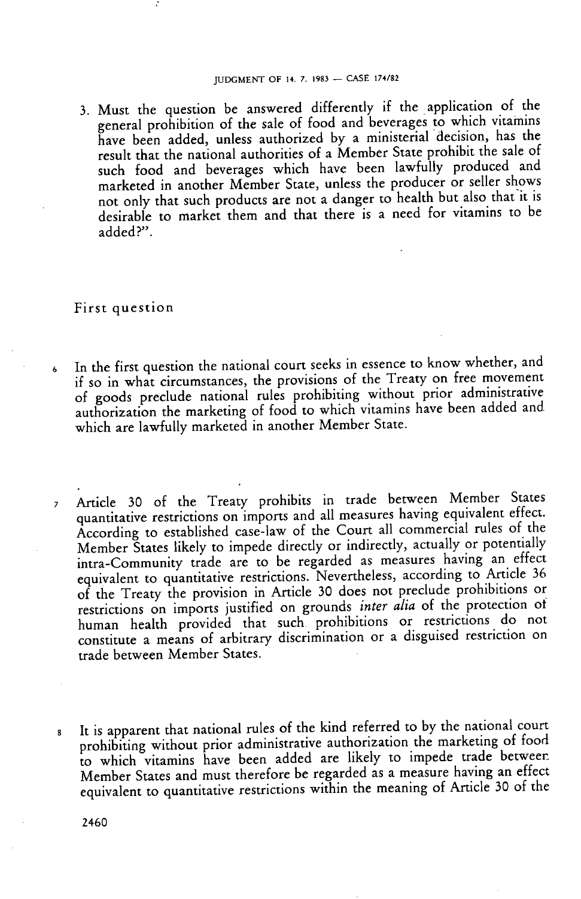3. Must the question be answered differently if the application of the general prohibition of the sale of food and beverages to which vitamins have been added, unless authorized by a ministerial decision, has the result that the national authorities of a Member State prohibit the sale of such food and beverages which have been lawfully produced and marketed in another Member State, unless the producer or seller shows not only that such products are not a danger to health but also that it is desirable to market them and that there is a need for vitamins to be added?".

## First question

6 In the first question the national court seeks in essence to know whether, and if so in what circumstances, the provisions of the Treaty on free movement of goods preclude national rules prohibiting without prior administrative authorization the marketing of food to which vitamins have been added and which are lawfully marketed in another Member State.

7 Article 30 of the Treaty prohibits in trade between Member States quantitative restrictions on imports and all measures having equivalent effect. According to established case-law of the Court all commercial rules of the Member States likely to impede directly or indirectly, actually or potentially intra-Community trade are to be regarded as measures having an effect equivalent to quantitative restrictions. Nevertheless, according to Article 36 of the Treaty the provision in Article 30 does not preclude prohibitions or restrictions on imports justified on grounds *inter alia* of the protection of human health provided that such prohibitions or restrictions do not constitute a means of arbitrary discrimination or a disguised restriction on trade between Member States.

8 It is apparent that national rules of the kind referred to by the national court prohibiting without prior administrative authorization the marketing of food to which vitamins have been added are likely to impede trade between Member States and must therefore be regarded as a measure having an effect equivalent to quantitative restrictions within the meaning of Article 30 of the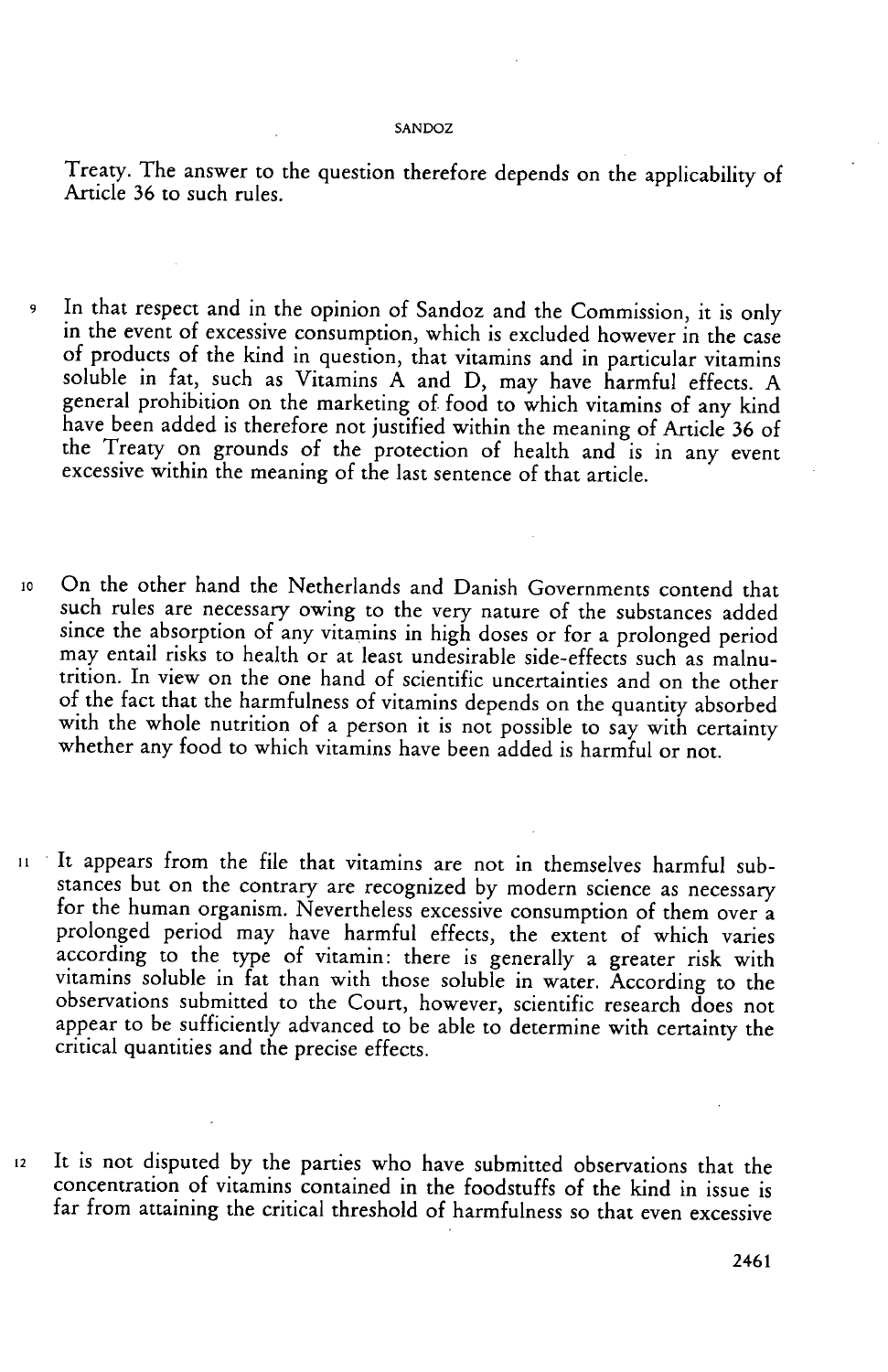Treaty. The answer to the question therefore depends on the applicability of Article 36 to such rules.

9 In that respect and in the opinion of Sandoz and the Commission, it is only in the event of excessive consumption, which is excluded however in the case of products of the kind in question, that vitamins and in particular vitamins soluble in fat, such as Vitamins A and D, may have harmful effects. A general prohibition on the marketing of food to which vitamins of any kind have been added is therefore not justified within the meaning of Article 36 of the Treaty on grounds of the protection of health and is in any event excessive within the meaning of the last sentence of that article.

10 On the other hand the Netherlands and Danish Governments contend that such rules are necessary owing to the very nature of the substances added since the absorption of any vitamins in high doses or for a prolonged period may entail risks to health or at least undesirable side-effects such as malnutrition. In view on the one hand of scientific uncertainties and on the other of the fact that the harmfulness of vitamins depends on the quantity absorbed with the whole nutrition of a person it is not possible to say with certainty whether any food to which vitamins have been added is harmful or not.

11 It appears from the file that vitamins are not in themselves harmful substances but on the contrary are recognized by modern science as necessary for the human organism. Nevertheless excessive consumption of them over a prolonged period may have harmful effects, the extent of which varies according to the type of vitamin: there is generally a greater risk with vitamins soluble in fat than with those soluble in water. According to the observations submitted to the Court, however, scientific research does not appear to be sufficiently advanced to be able to determine with certainty the critical quantities and the precise effects.

12 It is not disputed by the parties who have submitted observations that the concentration of vitamins contained in the foodstuffs of the kind in issue is far from attaining the critical threshold of harmfulness so that even excessive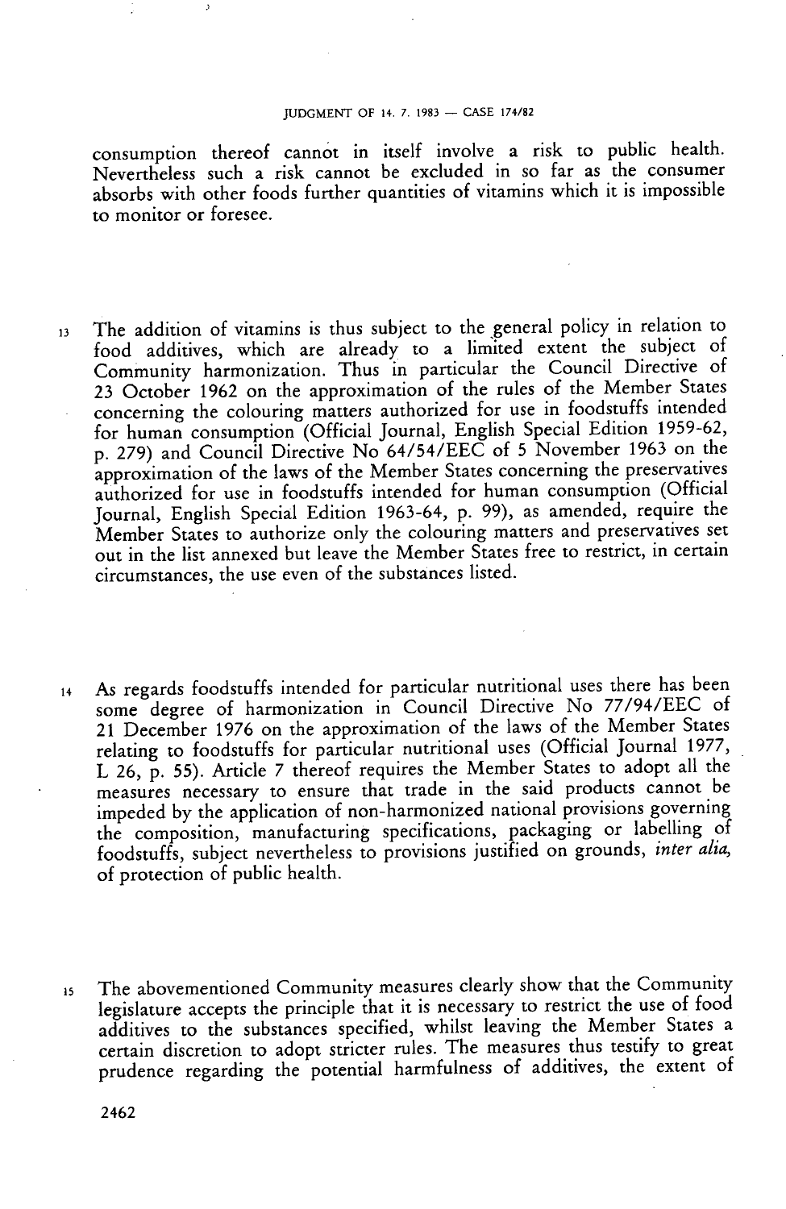consumption thereof cannot in itself involve a risk to public health. Nevertheless such a risk cannot be excluded in so far as the consumer absorbs with other foods further quantities of vitamins which it is impossible to monitor or foresee.

13 The addition of vitamins is thus subject to the general policy in relation to food additives, which are already to a limited extent the subject of Community harmonization. Thus in particular the Council Directive of 23 October 1962 on the approximation of the rules of the Member States concerning the colouring matters authorized for use in foodstuffs intended for human consumption (Official Journal, English Special Edition 1959-62, p. 279) and Council Directive No 64/54/EEC of 5 November 1963 on the approximation of the laws of the Member States concerning the preservatives authorized for use in foodstuffs intended for human consumption (Official Journal, English Special Edition 1963-64, p. 99), as amended, require the Member States to authorize only the colouring matters and preservatives set out in the list annexed but leave the Member States free to restrict, in certain circumstances, the use even of the substances listed.

14 As regards foodstuffs intended for particular nutritional uses there has been some degree of harmonization in Council Directive No 77/94/EEC of 21 December 1976 on the approximation of the laws of the Member States relating to foodstuffs for particular nutritional uses (Official Journal 1977, L 26, p. 55). Article 7 thereof requires the Member States to adopt all the measures necessary to ensure that trade in the said products cannot be impeded by the application of non-harmonized national provisions governing the composition, manufacturing specifications, packaging or labelling of foodstuffs, subject nevertheless to provisions justified on grounds, *inter alia*, of protection of public health.

15 The abovementioned Community measures clearly show that the Community legislature accepts the principle that it is necessary to restrict the use of food additives to the substances specified, whilst leaving the Member States a certain discretion to adopt stricter rules. The measures thus testify to great prudence regarding the potential harmfulness of additives, the extent of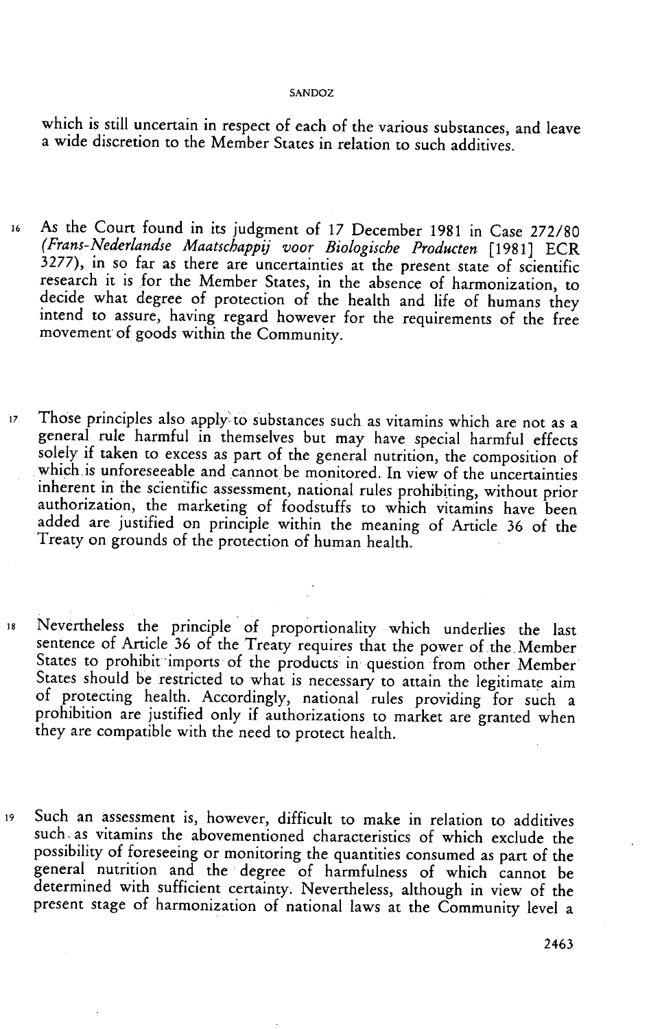which is still uncertain in respect of each of the various substances, and leave a wide discretion to the Member States in relation to such additives.

16 As the Court found in its judgment of 17 December 1981 in Case 272/80 (*Frans-Nederlandse Maatschappij voor Biologische Producten* [1981] ECR 3277), in so far as there are uncertainties at the present state of scientific research it is for the Member States, in the absence of harmonization, to decide what degree of protection of the health and life of humans they intend to assure, having regard however for the requirements of the free movement of goods within the Community.

17 Those principles also apply to substances such as vitamins which are not as a general rule harmful in themselves but may have special harmful effects solely if taken to excess as part of the general nutrition, the composition of which is unforeseeable and cannot be monitored. In view of the uncertainties inherent in the scientific assessment, national rules prohibiting, without prior authorization, the marketing of foodstuffs to which vitamins have been added are justified on principle within the meaning of Article 36 of the Treaty on grounds of the protection of human health.

18 Nevertheless the principle of proportionality which underlies the last sentence of Article 36 of the Treaty requires that the power of the Member States to prohibit imports of the products in question from other Member States should be restricted to what is necessary to attain the legitimate aim of protecting health. Accordingly, national rules providing for such a prohibition are justified only if authorizations to market are granted when they are compatible with the need to protect health.

19 Such an assessment is, however, difficult to make in relation to additives such as vitamins the abovementioned characteristics of which exclude the possibility of foreseeing or monitoring the quantities consumed as part of the general nutrition and the degree of harmfulness of which cannot be determined with sufficient certainty. Nevertheless, although in view of the present stage of harmonization of national laws at the Community level a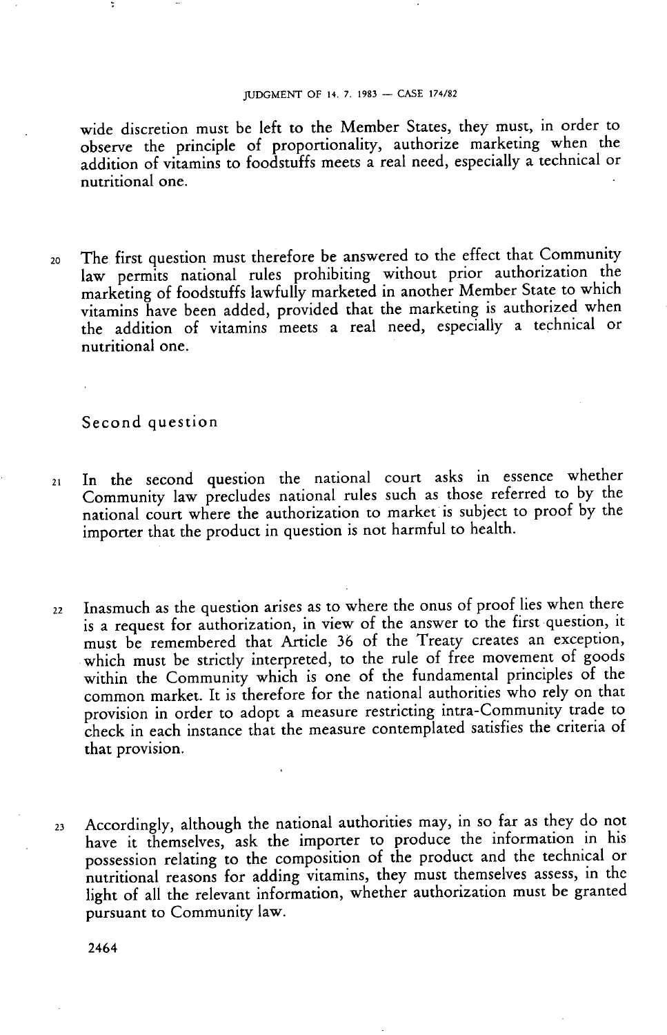wide discretion must be left to the Member States, they must, in order to observe the principle of proportionality, authorize marketing when the addition of vitamins to foodstuffs meets a real need, especially a technical or nutritional one.

20 The first question must therefore be answered to the effect that Community law permits national rules prohibiting without prior authorization the marketing of foodstuffs lawfully marketed in another Member State to which vitamins have been added, provided that the marketing is authorized when the addition of vitamins meets a real need, especially a technical or nutritional one.

## Second question

21 In the second question the national court asks in essence whether Community law precludes national rules such as those referred to by the national court where the authorization to market is subject to proof by the importer that the product in question is not harmful to health.

22 Inasmuch as the question arises as to where the onus of proof lies when there is a request for authorization, in view of the answer to the first question, it must be remembered that Article 36 of the Treaty creates an exception, which must be strictly interpreted, to the rule of free movement of goods within the Community which is one of the fundamental principles of the common market. It is therefore for the national authorities who rely on that provision in order to adopt a measure restricting intra-Community trade to check in each instance that the measure contemplated satisfies the criteria of that provision.

23 Accordingly, although the national authorities may, in so far as they do not have it themselves, ask the importer to produce the information in his possession relating to the composition of the product and the technical or nutritional reasons for adding vitamins, they must themselves assess, in the light of all the relevant information, whether authorization must be granted pursuant to Community law.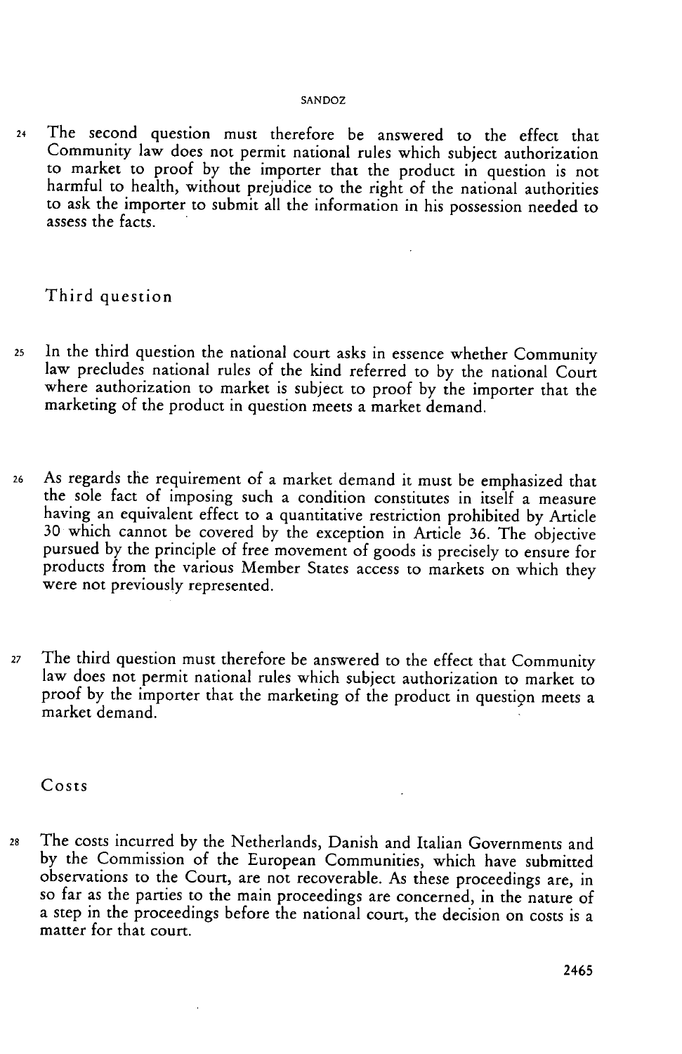24 The second question must therefore be answered to the effect that Community law does not permit national rules which subject authorization to market to proof by the importer that the product in question is not harmful to health, without prejudice to the right of the national authorities to ask the importer to submit all the information in his possession needed to assess the facts.

### Third question

25 In the third question the national court asks in essence whether Community law precludes national rules of the kind referred to by the national Court where authorization to market is subject to proof by the importer that the marketing of the product in question meets a market demand.

26 As regards the requirement of a market demand it must be emphasized that the sole fact of imposing such a condition constitutes in itself a measure having an equivalent effect to a quantitative restriction prohibited by Article 30 which cannot be covered by the exception in Article 36. The objective pursued by the principle of free movement of goods is precisely to ensure for products from the various Member States access to markets on which they were not previously represented.

27 The third question must therefore be answered to the effect that Community law does not permit national rules which subject authorization to market to proof by the importer that the marketing of the product in question meets a market demand.

### Costs

28 The costs incurred by the Netherlands, Danish and Italian Governments and by the Commission of the European Communities, which have submitted observations to the Court, are not recoverable. As these proceedings are, in so far as the parties to the main proceedings are concerned, in the nature of a step in the proceedings before the national court, the decision on costs is a matter for that court.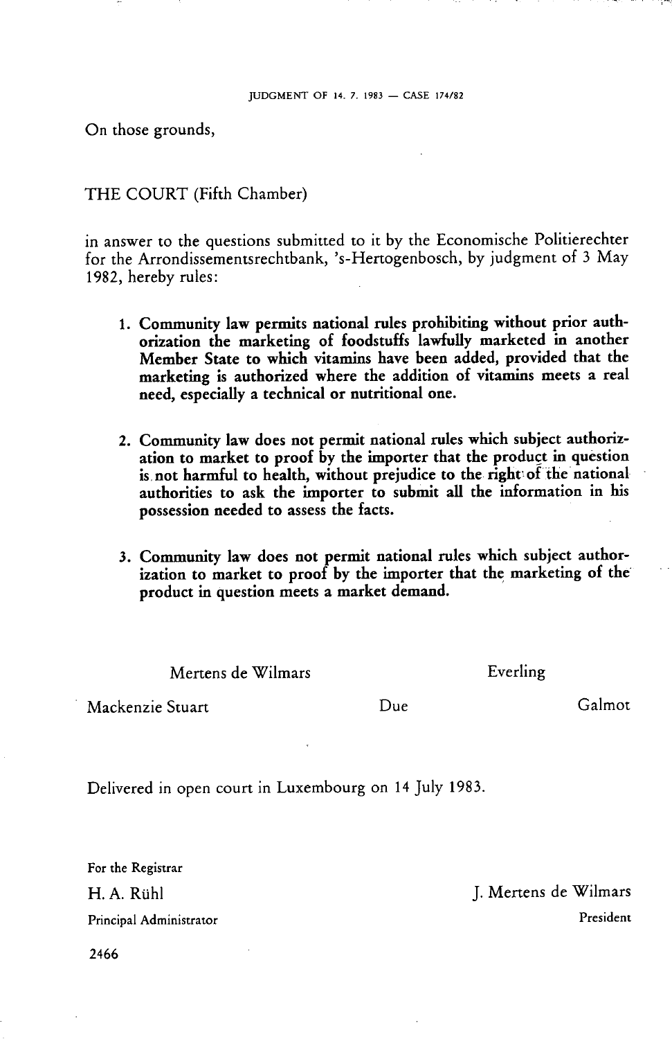On those grounds,

THE COURT (Fifth Chamber)

in answer to the questions submitted to it by the Economische Politierechter for the Arrondissementsrechtbank, 's-Hertogenbosch, by judgment of 3 May 1982, hereby rules:

1. **Community law permits national rules prohibiting without prior authorization the marketing of foodstuffs lawfully marketed in another Member State to which vitamins have been added, provided that the marketing is authorized where the addition of vitamins meets a real need, especially a technical or nutritional one.**

2. **Community law does not permit national rules which subject authorization to market to proof by the importer that the product in question is not harmful to health, without prejudice to the right of the national authorities to ask the importer to submit all the information in his possession needed to assess the facts.**

3. **Community law does not permit national rules which subject authorization to market to proof by the importer that the marketing of the product in question meets a market demand.**

Mertens de Wilmars — Everling

Mackenzie Stuart — Due — Galmot

Delivered in open court in Luxembourg on 14 July 1983.

For the Registrar
H. A. Rühl
Principal Administrator

J. Mertens de Wilmars
President